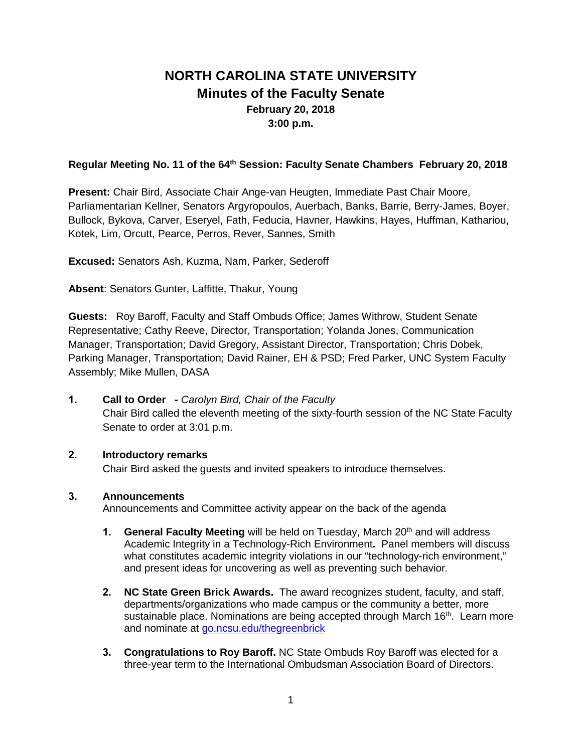# NORTH CAROLINA STATE UNIVERSITY
## Minutes of the Faculty Senate
### February 20, 2018
### 3:00 p.m.

**Regular Meeting No. 11 of the 64th Session: Faculty Senate Chambers February 20, 2018**

**Present:** Chair Bird, Associate Chair Ange-van Heugten, Immediate Past Chair Moore, Parliamentarian Kellner, Senators Argyropoulos, Auerbach, Banks, Barrie, Berry-James, Boyer, Bullock, Bykova, Carver, Eseryel, Fath, Feducia, Havner, Hawkins, Hayes, Huffman, Kathariou, Kotek, Lim, Orcutt, Pearce, Perros, Rever, Sannes, Smith

**Excused:** Senators Ash, Kuzma, Nam, Parker, Sederoff

**Absent**: Senators Gunter, Laffitte, Thakur, Young

**Guests:** Roy Baroff, Faculty and Staff Ombuds Office; James Withrow, Student Senate Representative; Cathy Reeve, Director, Transportation; Yolanda Jones, Communication Manager, Transportation; David Gregory, Assistant Director, Transportation; Chris Dobek, Parking Manager, Transportation; David Rainer, EH & PSD; Fred Parker, UNC System Faculty Assembly; Mike Mullen, DASA

**1. Call to Order - ***Carolyn Bird, Chair of the Faculty*

Chair Bird called the eleventh meeting of the sixty-fourth session of the NC State Faculty Senate to order at 3:01 p.m.

**2. Introductory remarks**

Chair Bird asked the guests and invited speakers to introduce themselves.

**3. Announcements**

Announcements and Committee activity appear on the back of the agenda

1. **General Faculty Meeting** will be held on Tuesday, March 20th and will address Academic Integrity in a Technology-Rich Environment**.** Panel members will discuss what constitutes academic integrity violations in our "technology-rich environment," and present ideas for uncovering as well as preventing such behavior.

2. **NC State Green Brick Awards.** The award recognizes student, faculty, and staff, departments/organizations who made campus or the community a better, more sustainable place. Nominations are being accepted through March 16th. Learn more and nominate at go.ncsu.edu/thegreenbrick

3. **Congratulations to Roy Baroff.** NC State Ombuds Roy Baroff was elected for a three-year term to the International Ombudsman Association Board of Directors.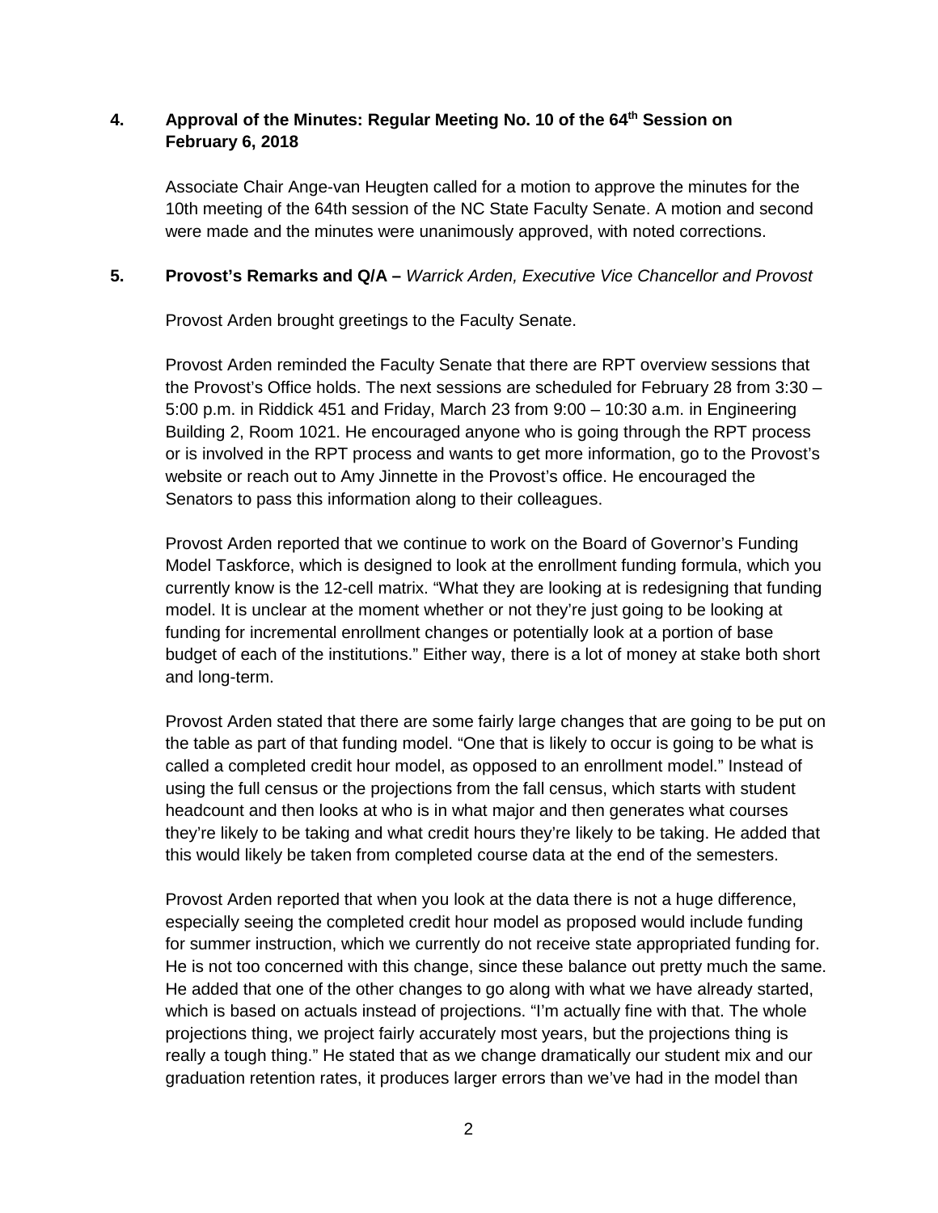## 4. Approval of the Minutes: Regular Meeting No. 10 of the 64th Session on February 6, 2018

Associate Chair Ange-van Heugten called for a motion to approve the minutes for the 10th meeting of the 64th session of the NC State Faculty Senate. A motion and second were made and the minutes were unanimously approved, with noted corrections.

## 5. Provost's Remarks and Q/A – *Warrick Arden, Executive Vice Chancellor and Provost*

Provost Arden brought greetings to the Faculty Senate.

Provost Arden reminded the Faculty Senate that there are RPT overview sessions that the Provost's Office holds. The next sessions are scheduled for February 28 from 3:30 – 5:00 p.m. in Riddick 451 and Friday, March 23 from 9:00 – 10:30 a.m. in Engineering Building 2, Room 1021. He encouraged anyone who is going through the RPT process or is involved in the RPT process and wants to get more information, go to the Provost's website or reach out to Amy Jinnette in the Provost's office. He encouraged the Senators to pass this information along to their colleagues.

Provost Arden reported that we continue to work on the Board of Governor's Funding Model Taskforce, which is designed to look at the enrollment funding formula, which you currently know is the 12-cell matrix. "What they are looking at is redesigning that funding model. It is unclear at the moment whether or not they're just going to be looking at funding for incremental enrollment changes or potentially look at a portion of base budget of each of the institutions." Either way, there is a lot of money at stake both short and long-term.

Provost Arden stated that there are some fairly large changes that are going to be put on the table as part of that funding model. "One that is likely to occur is going to be what is called a completed credit hour model, as opposed to an enrollment model." Instead of using the full census or the projections from the fall census, which starts with student headcount and then looks at who is in what major and then generates what courses they're likely to be taking and what credit hours they're likely to be taking. He added that this would likely be taken from completed course data at the end of the semesters.

Provost Arden reported that when you look at the data there is not a huge difference, especially seeing the completed credit hour model as proposed would include funding for summer instruction, which we currently do not receive state appropriated funding for. He is not too concerned with this change, since these balance out pretty much the same. He added that one of the other changes to go along with what we have already started, which is based on actuals instead of projections. "I'm actually fine with that. The whole projections thing, we project fairly accurately most years, but the projections thing is really a tough thing." He stated that as we change dramatically our student mix and our graduation retention rates, it produces larger errors than we've had in the model than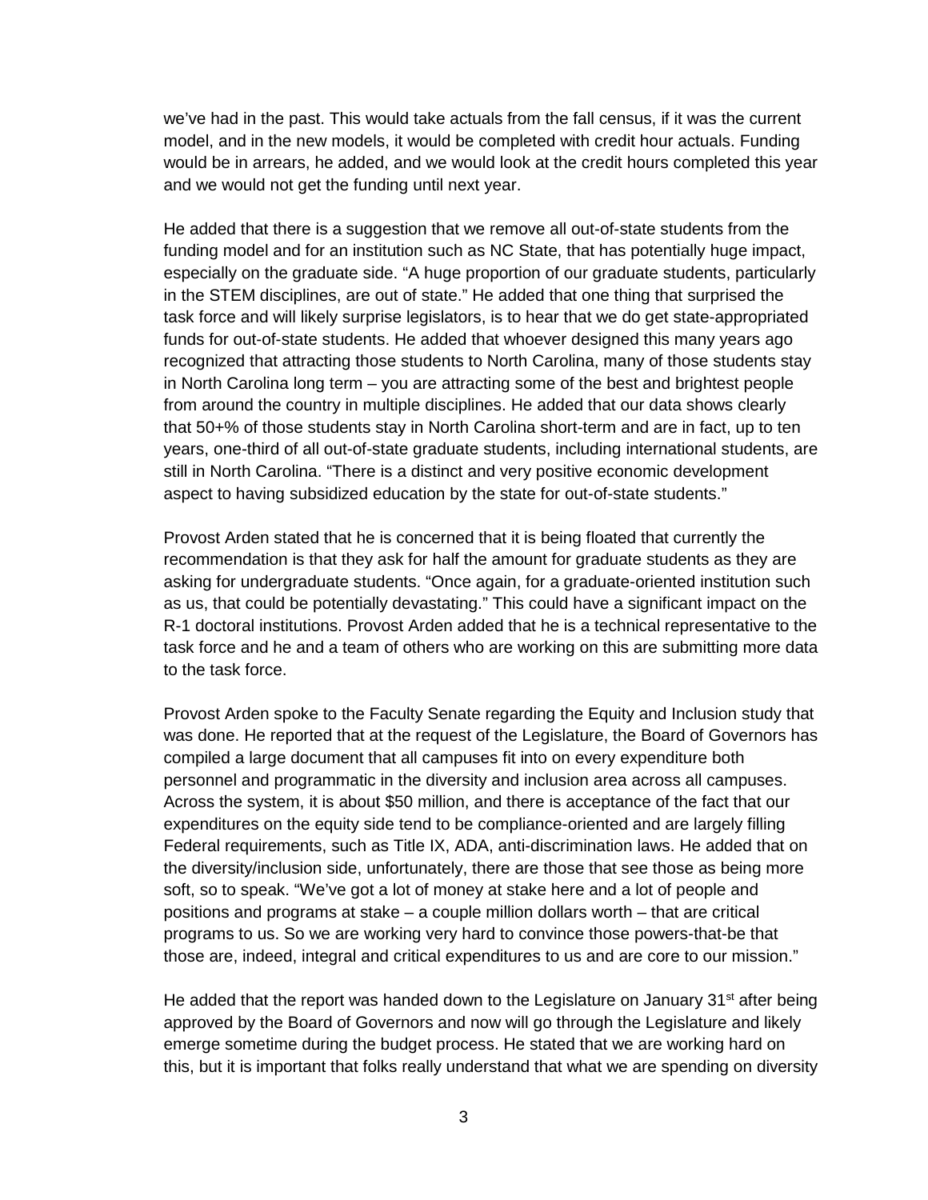we've had in the past. This would take actuals from the fall census, if it was the current model, and in the new models, it would be completed with credit hour actuals. Funding would be in arrears, he added, and we would look at the credit hours completed this year and we would not get the funding until next year.

He added that there is a suggestion that we remove all out-of-state students from the funding model and for an institution such as NC State, that has potentially huge impact, especially on the graduate side. "A huge proportion of our graduate students, particularly in the STEM disciplines, are out of state." He added that one thing that surprised the task force and will likely surprise legislators, is to hear that we do get state-appropriated funds for out-of-state students. He added that whoever designed this many years ago recognized that attracting those students to North Carolina, many of those students stay in North Carolina long term – you are attracting some of the best and brightest people from around the country in multiple disciplines. He added that our data shows clearly that 50+% of those students stay in North Carolina short-term and are in fact, up to ten years, one-third of all out-of-state graduate students, including international students, are still in North Carolina. "There is a distinct and very positive economic development aspect to having subsidized education by the state for out-of-state students."

Provost Arden stated that he is concerned that it is being floated that currently the recommendation is that they ask for half the amount for graduate students as they are asking for undergraduate students. "Once again, for a graduate-oriented institution such as us, that could be potentially devastating." This could have a significant impact on the R-1 doctoral institutions. Provost Arden added that he is a technical representative to the task force and he and a team of others who are working on this are submitting more data to the task force.

Provost Arden spoke to the Faculty Senate regarding the Equity and Inclusion study that was done. He reported that at the request of the Legislature, the Board of Governors has compiled a large document that all campuses fit into on every expenditure both personnel and programmatic in the diversity and inclusion area across all campuses. Across the system, it is about $50 million, and there is acceptance of the fact that our expenditures on the equity side tend to be compliance-oriented and are largely filling Federal requirements, such as Title IX, ADA, anti-discrimination laws. He added that on the diversity/inclusion side, unfortunately, there are those that see those as being more soft, so to speak. "We've got a lot of money at stake here and a lot of people and positions and programs at stake – a couple million dollars worth – that are critical programs to us. So we are working very hard to convince those powers-that-be that those are, indeed, integral and critical expenditures to us and are core to our mission."

He added that the report was handed down to the Legislature on January 31st after being approved by the Board of Governors and now will go through the Legislature and likely emerge sometime during the budget process. He stated that we are working hard on this, but it is important that folks really understand that what we are spending on diversity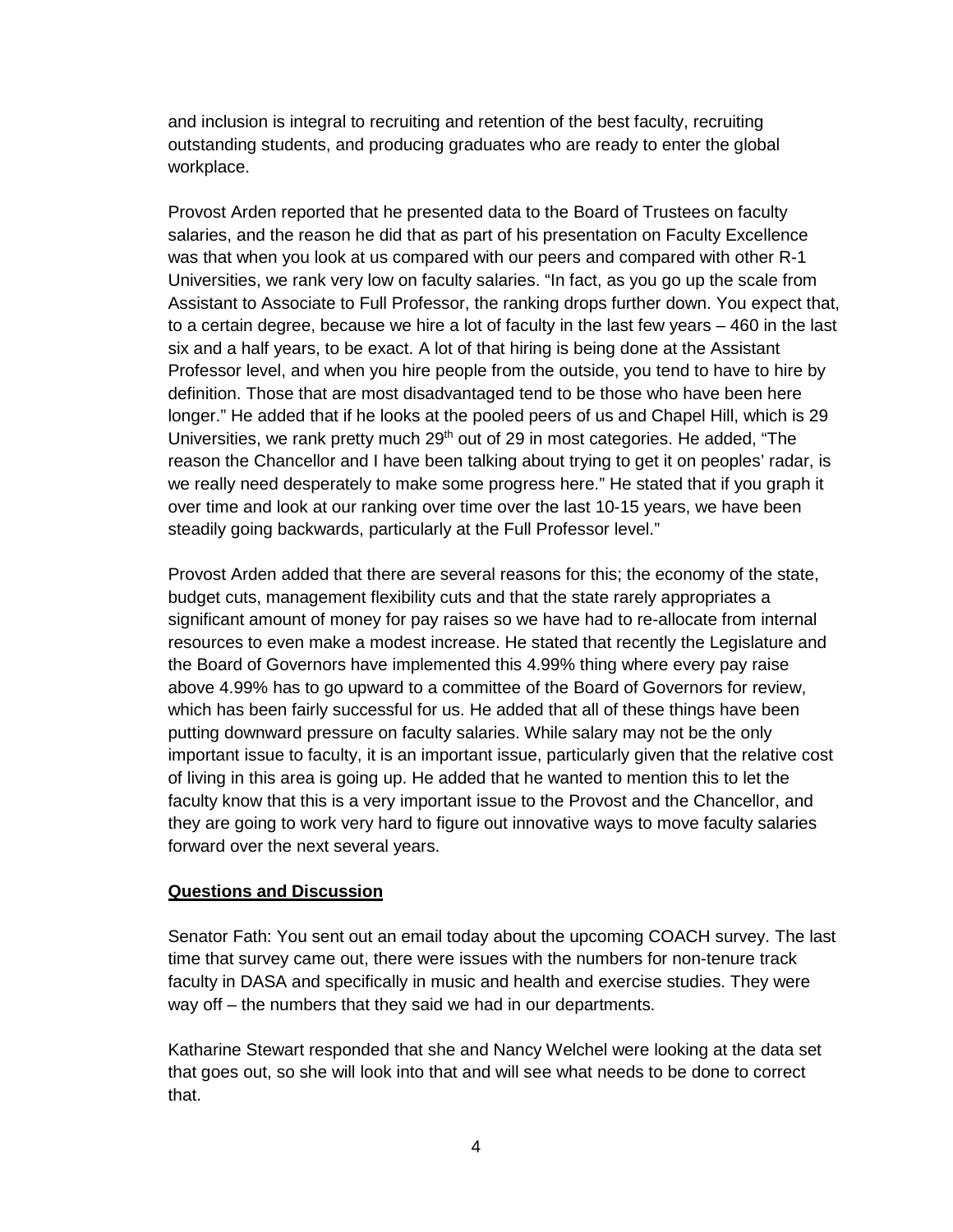and inclusion is integral to recruiting and retention of the best faculty, recruiting outstanding students, and producing graduates who are ready to enter the global workplace.

Provost Arden reported that he presented data to the Board of Trustees on faculty salaries, and the reason he did that as part of his presentation on Faculty Excellence was that when you look at us compared with our peers and compared with other R-1 Universities, we rank very low on faculty salaries. "In fact, as you go up the scale from Assistant to Associate to Full Professor, the ranking drops further down. You expect that, to a certain degree, because we hire a lot of faculty in the last few years – 460 in the last six and a half years, to be exact. A lot of that hiring is being done at the Assistant Professor level, and when you hire people from the outside, you tend to have to hire by definition. Those that are most disadvantaged tend to be those who have been here longer." He added that if he looks at the pooled peers of us and Chapel Hill, which is 29 Universities, we rank pretty much 29th out of 29 in most categories. He added, "The reason the Chancellor and I have been talking about trying to get it on peoples' radar, is we really need desperately to make some progress here." He stated that if you graph it over time and look at our ranking over time over the last 10-15 years, we have been steadily going backwards, particularly at the Full Professor level."

Provost Arden added that there are several reasons for this; the economy of the state, budget cuts, management flexibility cuts and that the state rarely appropriates a significant amount of money for pay raises so we have had to re-allocate from internal resources to even make a modest increase. He stated that recently the Legislature and the Board of Governors have implemented this 4.99% thing where every pay raise above 4.99% has to go upward to a committee of the Board of Governors for review, which has been fairly successful for us. He added that all of these things have been putting downward pressure on faculty salaries. While salary may not be the only important issue to faculty, it is an important issue, particularly given that the relative cost of living in this area is going up. He added that he wanted to mention this to let the faculty know that this is a very important issue to the Provost and the Chancellor, and they are going to work very hard to figure out innovative ways to move faculty salaries forward over the next several years.

**Questions and Discussion**

Senator Fath: You sent out an email today about the upcoming COACH survey. The last time that survey came out, there were issues with the numbers for non-tenure track faculty in DASA and specifically in music and health and exercise studies. They were way off – the numbers that they said we had in our departments.

Katharine Stewart responded that she and Nancy Welchel were looking at the data set that goes out, so she will look into that and will see what needs to be done to correct that.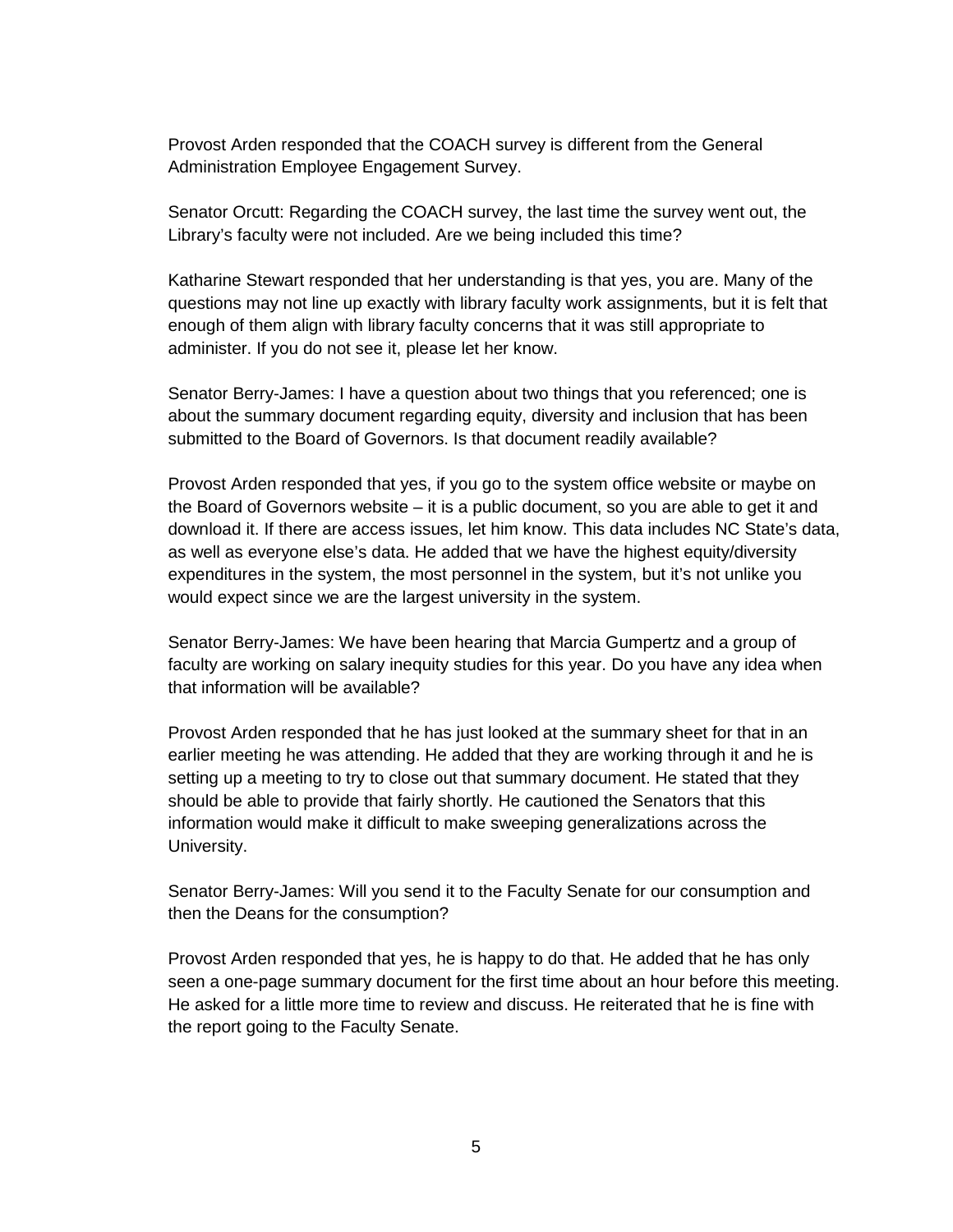Provost Arden responded that the COACH survey is different from the General Administration Employee Engagement Survey.

Senator Orcutt: Regarding the COACH survey, the last time the survey went out, the Library's faculty were not included. Are we being included this time?

Katharine Stewart responded that her understanding is that yes, you are. Many of the questions may not line up exactly with library faculty work assignments, but it is felt that enough of them align with library faculty concerns that it was still appropriate to administer. If you do not see it, please let her know.

Senator Berry-James: I have a question about two things that you referenced; one is about the summary document regarding equity, diversity and inclusion that has been submitted to the Board of Governors. Is that document readily available?

Provost Arden responded that yes, if you go to the system office website or maybe on the Board of Governors website – it is a public document, so you are able to get it and download it. If there are access issues, let him know. This data includes NC State's data, as well as everyone else's data. He added that we have the highest equity/diversity expenditures in the system, the most personnel in the system, but it's not unlike you would expect since we are the largest university in the system.

Senator Berry-James: We have been hearing that Marcia Gumpertz and a group of faculty are working on salary inequity studies for this year. Do you have any idea when that information will be available?

Provost Arden responded that he has just looked at the summary sheet for that in an earlier meeting he was attending. He added that they are working through it and he is setting up a meeting to try to close out that summary document. He stated that they should be able to provide that fairly shortly. He cautioned the Senators that this information would make it difficult to make sweeping generalizations across the University.

Senator Berry-James: Will you send it to the Faculty Senate for our consumption and then the Deans for the consumption?

Provost Arden responded that yes, he is happy to do that. He added that he has only seen a one-page summary document for the first time about an hour before this meeting. He asked for a little more time to review and discuss. He reiterated that he is fine with the report going to the Faculty Senate.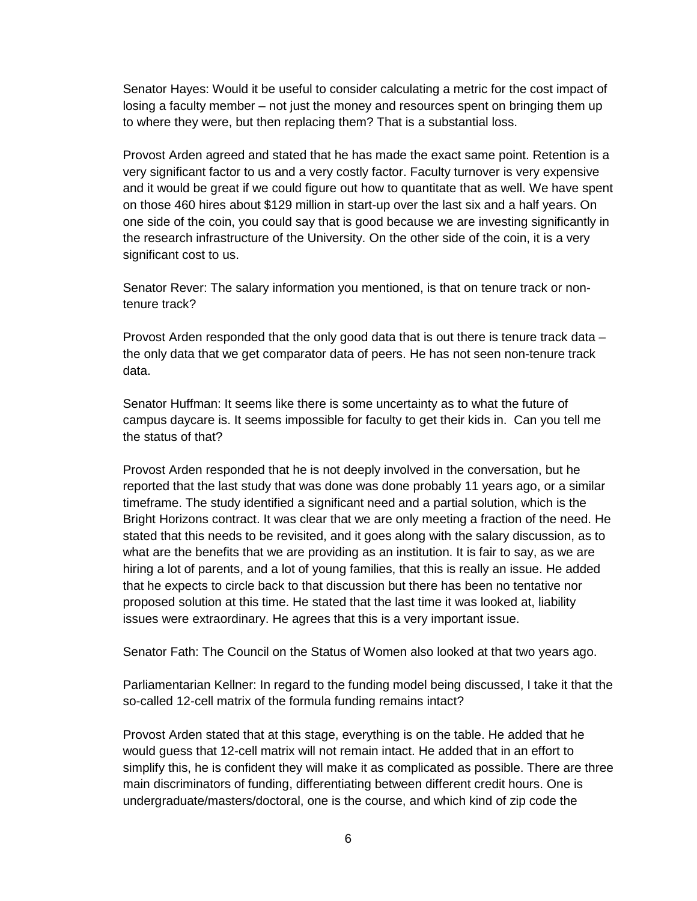Senator Hayes: Would it be useful to consider calculating a metric for the cost impact of losing a faculty member – not just the money and resources spent on bringing them up to where they were, but then replacing them? That is a substantial loss.

Provost Arden agreed and stated that he has made the exact same point. Retention is a very significant factor to us and a very costly factor. Faculty turnover is very expensive and it would be great if we could figure out how to quantitate that as well. We have spent on those 460 hires about $129 million in start-up over the last six and a half years. On one side of the coin, you could say that is good because we are investing significantly in the research infrastructure of the University. On the other side of the coin, it is a very significant cost to us.

Senator Rever: The salary information you mentioned, is that on tenure track or non-tenure track?

Provost Arden responded that the only good data that is out there is tenure track data – the only data that we get comparator data of peers. He has not seen non-tenure track data.

Senator Huffman: It seems like there is some uncertainty as to what the future of campus daycare is. It seems impossible for faculty to get their kids in. Can you tell me the status of that?

Provost Arden responded that he is not deeply involved in the conversation, but he reported that the last study that was done was done probably 11 years ago, or a similar timeframe. The study identified a significant need and a partial solution, which is the Bright Horizons contract. It was clear that we are only meeting a fraction of the need. He stated that this needs to be revisited, and it goes along with the salary discussion, as to what are the benefits that we are providing as an institution. It is fair to say, as we are hiring a lot of parents, and a lot of young families, that this is really an issue. He added that he expects to circle back to that discussion but there has been no tentative nor proposed solution at this time. He stated that the last time it was looked at, liability issues were extraordinary. He agrees that this is a very important issue.

Senator Fath: The Council on the Status of Women also looked at that two years ago.

Parliamentarian Kellner: In regard to the funding model being discussed, I take it that the so-called 12-cell matrix of the formula funding remains intact?

Provost Arden stated that at this stage, everything is on the table. He added that he would guess that 12-cell matrix will not remain intact. He added that in an effort to simplify this, he is confident they will make it as complicated as possible. There are three main discriminators of funding, differentiating between different credit hours. One is undergraduate/masters/doctoral, one is the course, and which kind of zip code the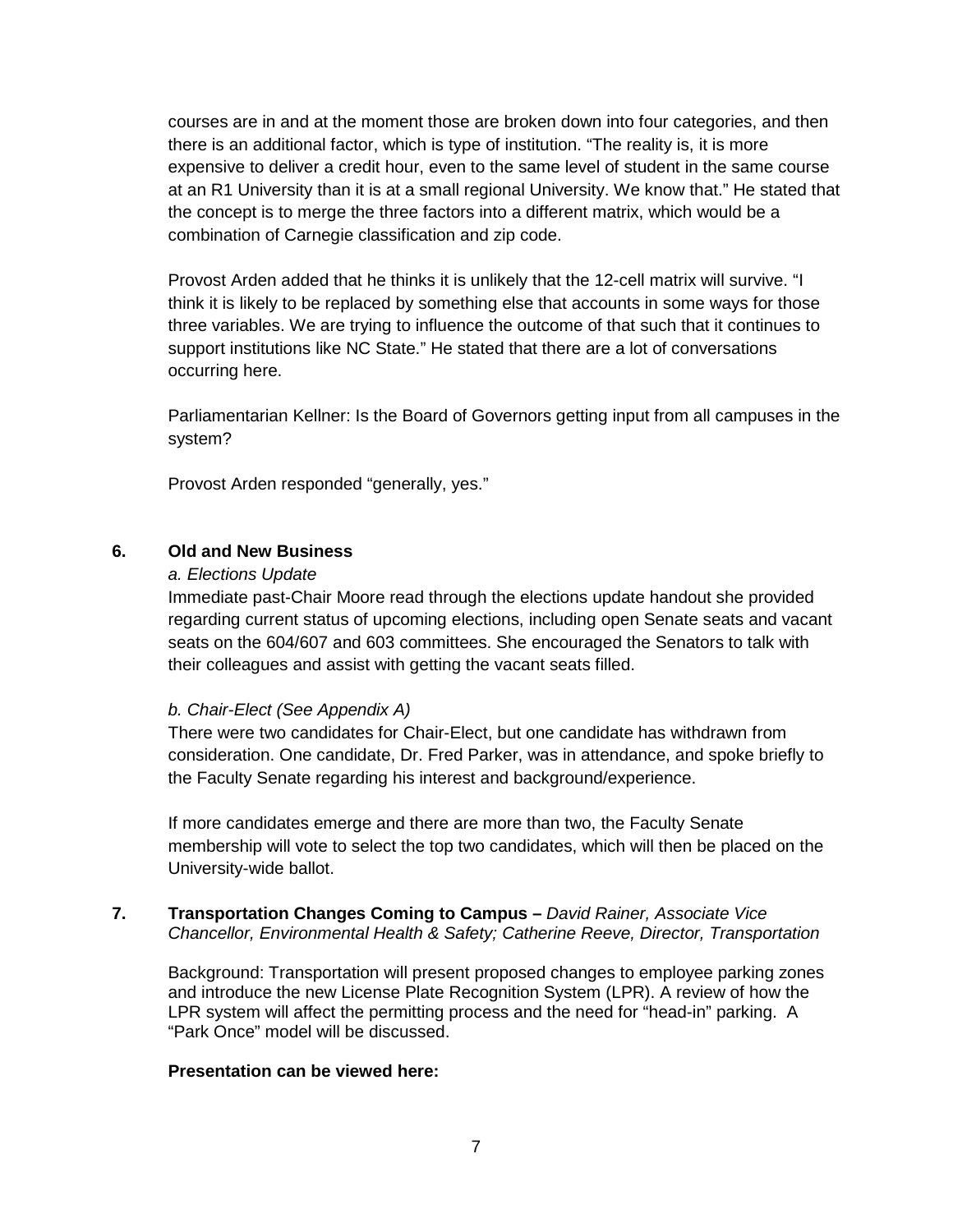courses are in and at the moment those are broken down into four categories, and then there is an additional factor, which is type of institution. "The reality is, it is more expensive to deliver a credit hour, even to the same level of student in the same course at an R1 University than it is at a small regional University. We know that." He stated that the concept is to merge the three factors into a different matrix, which would be a combination of Carnegie classification and zip code.

Provost Arden added that he thinks it is unlikely that the 12-cell matrix will survive. "I think it is likely to be replaced by something else that accounts in some ways for those three variables. We are trying to influence the outcome of that such that it continues to support institutions like NC State." He stated that there are a lot of conversations occurring here.

Parliamentarian Kellner: Is the Board of Governors getting input from all campuses in the system?

Provost Arden responded "generally, yes."

## 6. Old and New Business

*a. Elections Update*

Immediate past-Chair Moore read through the elections update handout she provided regarding current status of upcoming elections, including open Senate seats and vacant seats on the 604/607 and 603 committees. She encouraged the Senators to talk with their colleagues and assist with getting the vacant seats filled.

*b. Chair-Elect (See Appendix A)*

There were two candidates for Chair-Elect, but one candidate has withdrawn from consideration. One candidate, Dr. Fred Parker, was in attendance, and spoke briefly to the Faculty Senate regarding his interest and background/experience.

If more candidates emerge and there are more than two, the Faculty Senate membership will vote to select the top two candidates, which will then be placed on the University-wide ballot.

## 7. Transportation Changes Coming to Campus – *David Rainer, Associate Vice Chancellor, Environmental Health & Safety; Catherine Reeve, Director, Transportation*

Background: Transportation will present proposed changes to employee parking zones and introduce the new License Plate Recognition System (LPR). A review of how the LPR system will affect the permitting process and the need for "head-in" parking. A "Park Once" model will be discussed.

**Presentation can be viewed here:**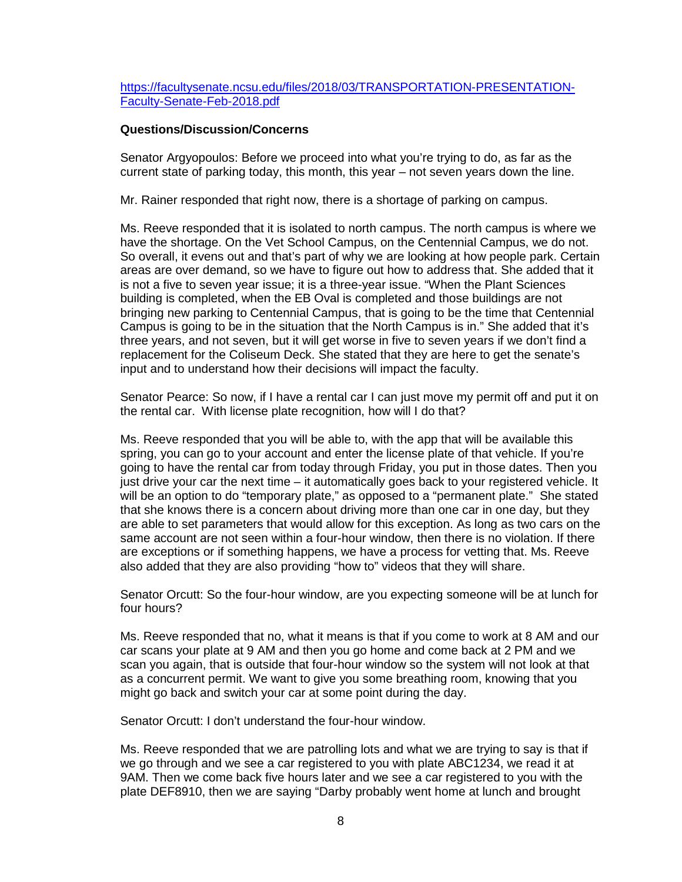https://facultysenate.ncsu.edu/files/2018/03/TRANSPORTATION-PRESENTATION-Faculty-Senate-Feb-2018.pdf

**Questions/Discussion/Concerns**

Senator Argyopoulos: Before we proceed into what you're trying to do, as far as the current state of parking today, this month, this year – not seven years down the line.

Mr. Rainer responded that right now, there is a shortage of parking on campus.

Ms. Reeve responded that it is isolated to north campus. The north campus is where we have the shortage. On the Vet School Campus, on the Centennial Campus, we do not. So overall, it evens out and that's part of why we are looking at how people park. Certain areas are over demand, so we have to figure out how to address that. She added that it is not a five to seven year issue; it is a three-year issue. "When the Plant Sciences building is completed, when the EB Oval is completed and those buildings are not bringing new parking to Centennial Campus, that is going to be the time that Centennial Campus is going to be in the situation that the North Campus is in." She added that it's three years, and not seven, but it will get worse in five to seven years if we don't find a replacement for the Coliseum Deck. She stated that they are here to get the senate's input and to understand how their decisions will impact the faculty.

Senator Pearce: So now, if I have a rental car I can just move my permit off and put it on the rental car. With license plate recognition, how will I do that?

Ms. Reeve responded that you will be able to, with the app that will be available this spring, you can go to your account and enter the license plate of that vehicle. If you're going to have the rental car from today through Friday, you put in those dates. Then you just drive your car the next time – it automatically goes back to your registered vehicle. It will be an option to do "temporary plate," as opposed to a "permanent plate." She stated that she knows there is a concern about driving more than one car in one day, but they are able to set parameters that would allow for this exception. As long as two cars on the same account are not seen within a four-hour window, then there is no violation. If there are exceptions or if something happens, we have a process for vetting that. Ms. Reeve also added that they are also providing "how to" videos that they will share.

Senator Orcutt: So the four-hour window, are you expecting someone will be at lunch for four hours?

Ms. Reeve responded that no, what it means is that if you come to work at 8 AM and our car scans your plate at 9 AM and then you go home and come back at 2 PM and we scan you again, that is outside that four-hour window so the system will not look at that as a concurrent permit. We want to give you some breathing room, knowing that you might go back and switch your car at some point during the day.

Senator Orcutt: I don't understand the four-hour window.

Ms. Reeve responded that we are patrolling lots and what we are trying to say is that if we go through and we see a car registered to you with plate ABC1234, we read it at 9AM. Then we come back five hours later and we see a car registered to you with the plate DEF8910, then we are saying "Darby probably went home at lunch and brought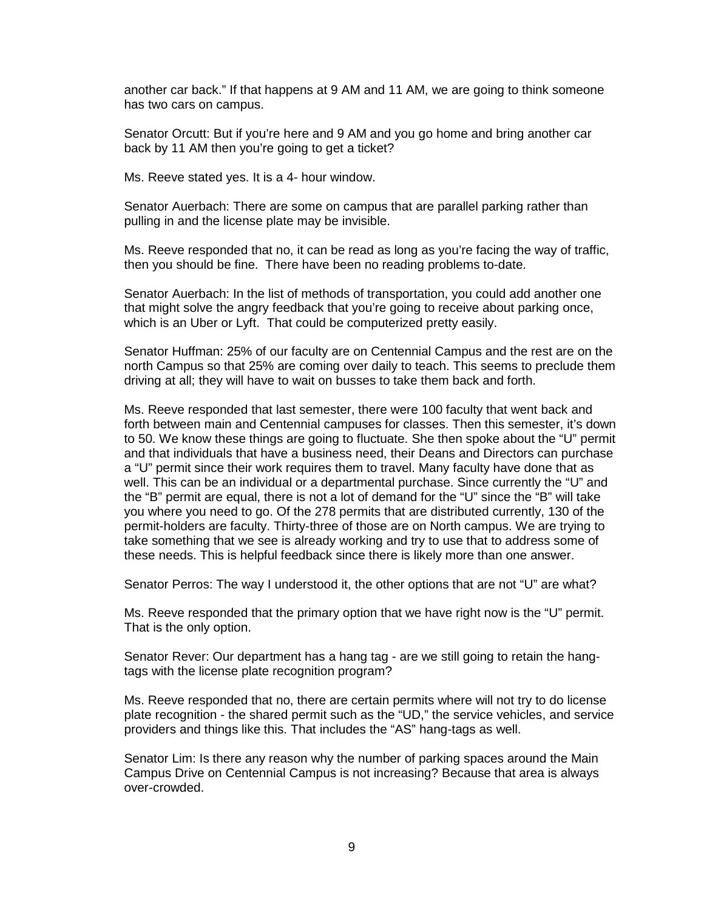another car back." If that happens at 9 AM and 11 AM, we are going to think someone has two cars on campus.

Senator Orcutt: But if you're here and 9 AM and you go home and bring another car back by 11 AM then you're going to get a ticket?

Ms. Reeve stated yes. It is a 4- hour window.

Senator Auerbach: There are some on campus that are parallel parking rather than pulling in and the license plate may be invisible.

Ms. Reeve responded that no, it can be read as long as you're facing the way of traffic, then you should be fine. There have been no reading problems to-date.

Senator Auerbach: In the list of methods of transportation, you could add another one that might solve the angry feedback that you're going to receive about parking once, which is an Uber or Lyft. That could be computerized pretty easily.

Senator Huffman: 25% of our faculty are on Centennial Campus and the rest are on the north Campus so that 25% are coming over daily to teach. This seems to preclude them driving at all; they will have to wait on busses to take them back and forth.

Ms. Reeve responded that last semester, there were 100 faculty that went back and forth between main and Centennial campuses for classes. Then this semester, it's down to 50. We know these things are going to fluctuate. She then spoke about the "U" permit and that individuals that have a business need, their Deans and Directors can purchase a "U" permit since their work requires them to travel. Many faculty have done that as well. This can be an individual or a departmental purchase. Since currently the "U" and the "B" permit are equal, there is not a lot of demand for the "U" since the "B" will take you where you need to go. Of the 278 permits that are distributed currently, 130 of the permit-holders are faculty. Thirty-three of those are on North campus. We are trying to take something that we see is already working and try to use that to address some of these needs. This is helpful feedback since there is likely more than one answer.

Senator Perros: The way I understood it, the other options that are not "U" are what?

Ms. Reeve responded that the primary option that we have right now is the "U" permit. That is the only option.

Senator Rever: Our department has a hang tag - are we still going to retain the hang-tags with the license plate recognition program?

Ms. Reeve responded that no, there are certain permits where will not try to do license plate recognition - the shared permit such as the "UD," the service vehicles, and service providers and things like this. That includes the "AS" hang-tags as well.

Senator Lim: Is there any reason why the number of parking spaces around the Main Campus Drive on Centennial Campus is not increasing? Because that area is always over-crowded.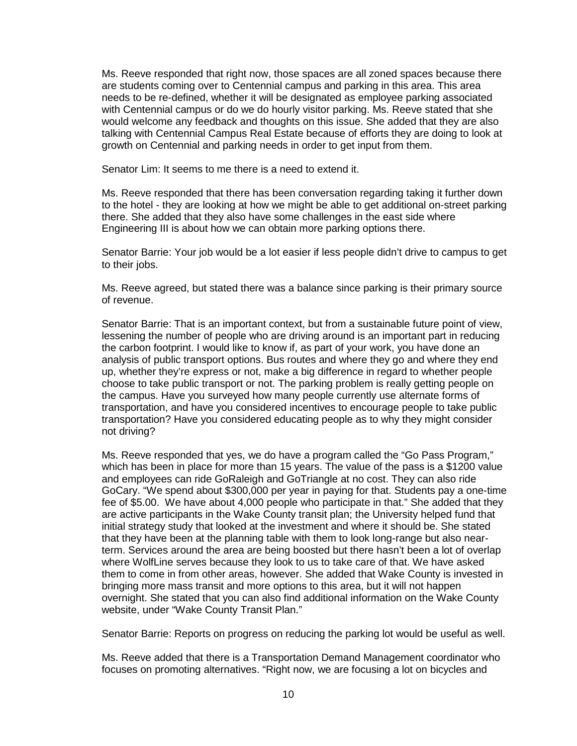Ms. Reeve responded that right now, those spaces are all zoned spaces because there are students coming over to Centennial campus and parking in this area. This area needs to be re-defined, whether it will be designated as employee parking associated with Centennial campus or do we do hourly visitor parking. Ms. Reeve stated that she would welcome any feedback and thoughts on this issue. She added that they are also talking with Centennial Campus Real Estate because of efforts they are doing to look at growth on Centennial and parking needs in order to get input from them.

Senator Lim: It seems to me there is a need to extend it.

Ms. Reeve responded that there has been conversation regarding taking it further down to the hotel - they are looking at how we might be able to get additional on-street parking there. She added that they also have some challenges in the east side where Engineering III is about how we can obtain more parking options there.

Senator Barrie: Your job would be a lot easier if less people didn't drive to campus to get to their jobs.

Ms. Reeve agreed, but stated there was a balance since parking is their primary source of revenue.

Senator Barrie: That is an important context, but from a sustainable future point of view, lessening the number of people who are driving around is an important part in reducing the carbon footprint. I would like to know if, as part of your work, you have done an analysis of public transport options. Bus routes and where they go and where they end up, whether they're express or not, make a big difference in regard to whether people choose to take public transport or not. The parking problem is really getting people on the campus. Have you surveyed how many people currently use alternate forms of transportation, and have you considered incentives to encourage people to take public transportation? Have you considered educating people as to why they might consider not driving?

Ms. Reeve responded that yes, we do have a program called the "Go Pass Program," which has been in place for more than 15 years. The value of the pass is a $1200 value and employees can ride GoRaleigh and GoTriangle at no cost. They can also ride GoCary. "We spend about $300,000 per year in paying for that. Students pay a one-time fee of $5.00. We have about 4,000 people who participate in that." She added that they are active participants in the Wake County transit plan; the University helped fund that initial strategy study that looked at the investment and where it should be. She stated that they have been at the planning table with them to look long-range but also near-term. Services around the area are being boosted but there hasn't been a lot of overlap where WolfLine serves because they look to us to take care of that. We have asked them to come in from other areas, however. She added that Wake County is invested in bringing more mass transit and more options to this area, but it will not happen overnight. She stated that you can also find additional information on the Wake County website, under "Wake County Transit Plan."

Senator Barrie: Reports on progress on reducing the parking lot would be useful as well.

Ms. Reeve added that there is a Transportation Demand Management coordinator who focuses on promoting alternatives. "Right now, we are focusing a lot on bicycles and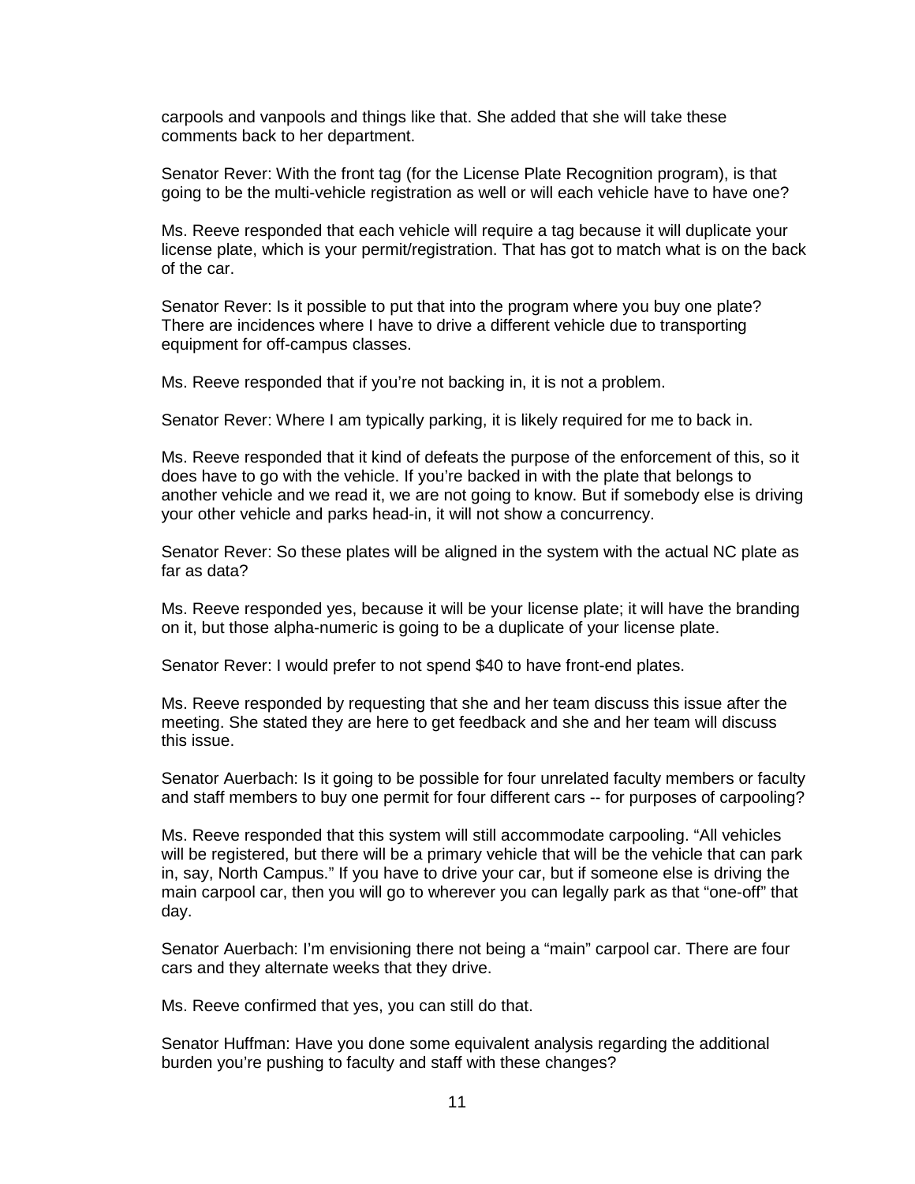carpools and vanpools and things like that. She added that she will take these comments back to her department.

Senator Rever: With the front tag (for the License Plate Recognition program), is that going to be the multi-vehicle registration as well or will each vehicle have to have one?

Ms. Reeve responded that each vehicle will require a tag because it will duplicate your license plate, which is your permit/registration. That has got to match what is on the back of the car.

Senator Rever: Is it possible to put that into the program where you buy one plate? There are incidences where I have to drive a different vehicle due to transporting equipment for off-campus classes.

Ms. Reeve responded that if you're not backing in, it is not a problem.

Senator Rever: Where I am typically parking, it is likely required for me to back in.

Ms. Reeve responded that it kind of defeats the purpose of the enforcement of this, so it does have to go with the vehicle. If you're backed in with the plate that belongs to another vehicle and we read it, we are not going to know. But if somebody else is driving your other vehicle and parks head-in, it will not show a concurrency.

Senator Rever: So these plates will be aligned in the system with the actual NC plate as far as data?

Ms. Reeve responded yes, because it will be your license plate; it will have the branding on it, but those alpha-numeric is going to be a duplicate of your license plate.

Senator Rever: I would prefer to not spend $40 to have front-end plates.

Ms. Reeve responded by requesting that she and her team discuss this issue after the meeting. She stated they are here to get feedback and she and her team will discuss this issue.

Senator Auerbach: Is it going to be possible for four unrelated faculty members or faculty and staff members to buy one permit for four different cars -- for purposes of carpooling?

Ms. Reeve responded that this system will still accommodate carpooling. "All vehicles will be registered, but there will be a primary vehicle that will be the vehicle that can park in, say, North Campus." If you have to drive your car, but if someone else is driving the main carpool car, then you will go to wherever you can legally park as that "one-off" that day.

Senator Auerbach: I'm envisioning there not being a "main" carpool car. There are four cars and they alternate weeks that they drive.

Ms. Reeve confirmed that yes, you can still do that.

Senator Huffman: Have you done some equivalent analysis regarding the additional burden you're pushing to faculty and staff with these changes?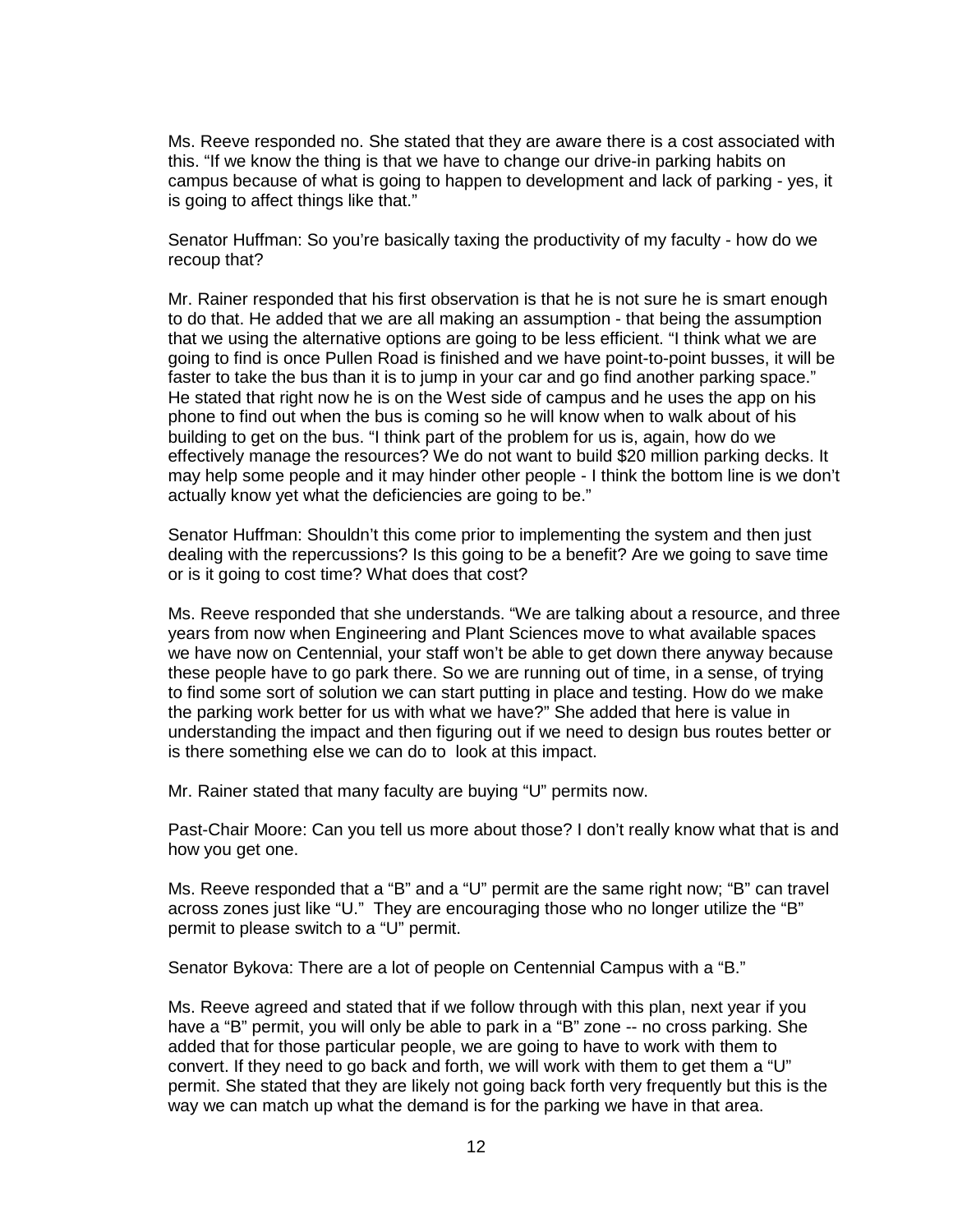Ms. Reeve responded no. She stated that they are aware there is a cost associated with this. “If we know the thing is that we have to change our drive-in parking habits on campus because of what is going to happen to development and lack of parking - yes, it is going to affect things like that.”

Senator Huffman: So you’re basically taxing the productivity of my faculty - how do we recoup that?

Mr. Rainer responded that his first observation is that he is not sure he is smart enough to do that. He added that we are all making an assumption - that being the assumption that we using the alternative options are going to be less efficient. “I think what we are going to find is once Pullen Road is finished and we have point-to-point busses, it will be faster to take the bus than it is to jump in your car and go find another parking space.” He stated that right now he is on the West side of campus and he uses the app on his phone to find out when the bus is coming so he will know when to walk about of his building to get on the bus. “I think part of the problem for us is, again, how do we effectively manage the resources? We do not want to build $20 million parking decks. It may help some people and it may hinder other people - I think the bottom line is we don’t actually know yet what the deficiencies are going to be.”

Senator Huffman: Shouldn’t this come prior to implementing the system and then just dealing with the repercussions? Is this going to be a benefit? Are we going to save time or is it going to cost time? What does that cost?

Ms. Reeve responded that she understands. “We are talking about a resource, and three years from now when Engineering and Plant Sciences move to what available spaces we have now on Centennial, your staff won’t be able to get down there anyway because these people have to go park there. So we are running out of time, in a sense, of trying to find some sort of solution we can start putting in place and testing. How do we make the parking work better for us with what we have?” She added that here is value in understanding the impact and then figuring out if we need to design bus routes better or is there something else we can do to look at this impact.

Mr. Rainer stated that many faculty are buying “U” permits now.

Past-Chair Moore: Can you tell us more about those? I don’t really know what that is and how you get one.

Ms. Reeve responded that a “B” and a “U” permit are the same right now; “B” can travel across zones just like “U.” They are encouraging those who no longer utilize the “B” permit to please switch to a “U” permit.

Senator Bykova: There are a lot of people on Centennial Campus with a “B.”

Ms. Reeve agreed and stated that if we follow through with this plan, next year if you have a “B” permit, you will only be able to park in a “B” zone -- no cross parking. She added that for those particular people, we are going to have to work with them to convert. If they need to go back and forth, we will work with them to get them a “U” permit. She stated that they are likely not going back forth very frequently but this is the way we can match up what the demand is for the parking we have in that area.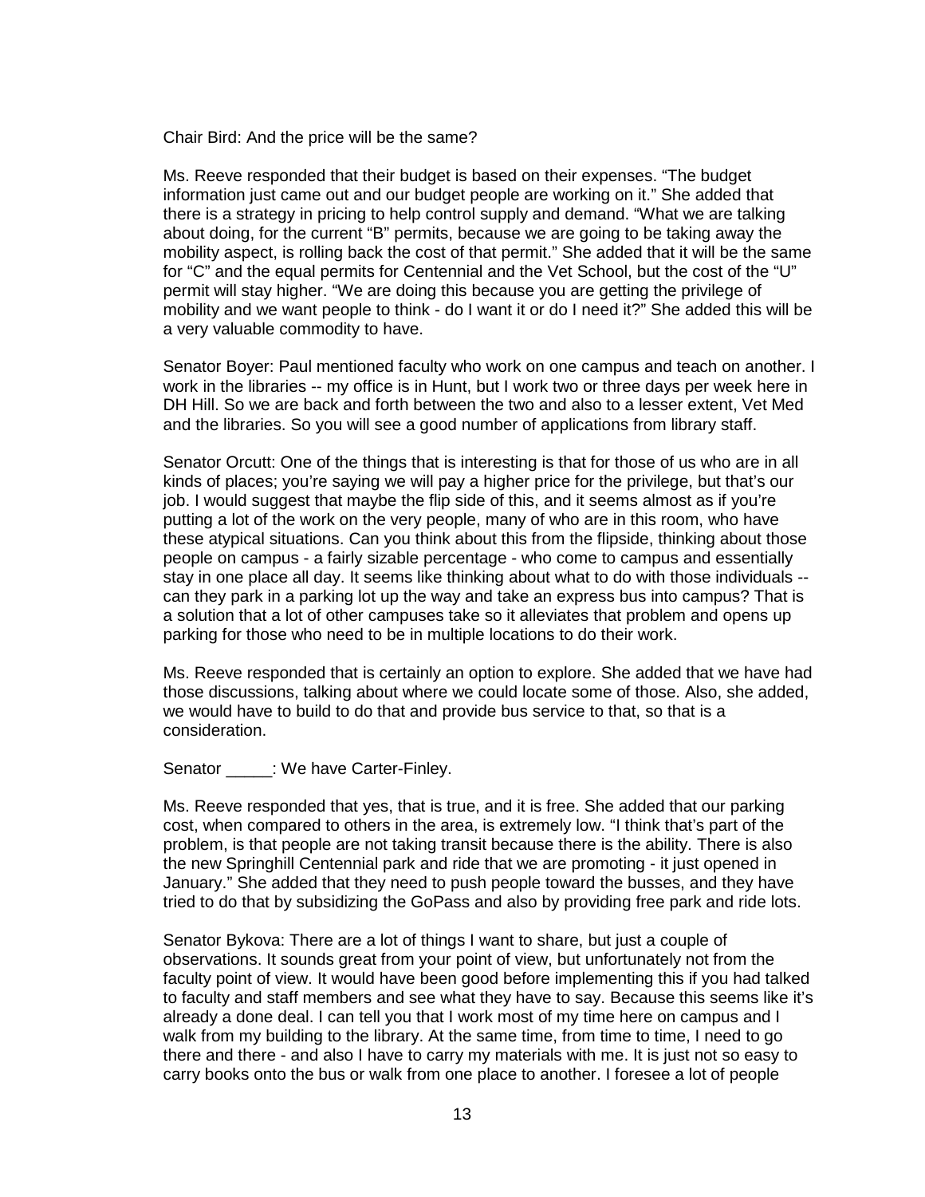Chair Bird: And the price will be the same?

Ms. Reeve responded that their budget is based on their expenses. “The budget information just came out and our budget people are working on it.” She added that there is a strategy in pricing to help control supply and demand. “What we are talking about doing, for the current “B” permits, because we are going to be taking away the mobility aspect, is rolling back the cost of that permit.” She added that it will be the same for “C” and the equal permits for Centennial and the Vet School, but the cost of the “U” permit will stay higher. “We are doing this because you are getting the privilege of mobility and we want people to think - do I want it or do I need it?” She added this will be a very valuable commodity to have.

Senator Boyer: Paul mentioned faculty who work on one campus and teach on another. I work in the libraries -- my office is in Hunt, but I work two or three days per week here in DH Hill. So we are back and forth between the two and also to a lesser extent, Vet Med and the libraries. So you will see a good number of applications from library staff.

Senator Orcutt: One of the things that is interesting is that for those of us who are in all kinds of places; you’re saying we will pay a higher price for the privilege, but that’s our job. I would suggest that maybe the flip side of this, and it seems almost as if you’re putting a lot of the work on the very people, many of who are in this room, who have these atypical situations. Can you think about this from the flipside, thinking about those people on campus - a fairly sizable percentage - who come to campus and essentially stay in one place all day. It seems like thinking about what to do with those individuals -- can they park in a parking lot up the way and take an express bus into campus? That is a solution that a lot of other campuses take so it alleviates that problem and opens up parking for those who need to be in multiple locations to do their work.

Ms. Reeve responded that is certainly an option to explore. She added that we have had those discussions, talking about where we could locate some of those. Also, she added, we would have to build to do that and provide bus service to that, so that is a consideration.

Senator _____: We have Carter-Finley.

Ms. Reeve responded that yes, that is true, and it is free. She added that our parking cost, when compared to others in the area, is extremely low. “I think that’s part of the problem, is that people are not taking transit because there is the ability. There is also the new Springhill Centennial park and ride that we are promoting - it just opened in January.” She added that they need to push people toward the busses, and they have tried to do that by subsidizing the GoPass and also by providing free park and ride lots.

Senator Bykova: There are a lot of things I want to share, but just a couple of observations. It sounds great from your point of view, but unfortunately not from the faculty point of view. It would have been good before implementing this if you had talked to faculty and staff members and see what they have to say. Because this seems like it’s already a done deal. I can tell you that I work most of my time here on campus and I walk from my building to the library. At the same time, from time to time, I need to go there and there - and also I have to carry my materials with me. It is just not so easy to carry books onto the bus or walk from one place to another. I foresee a lot of people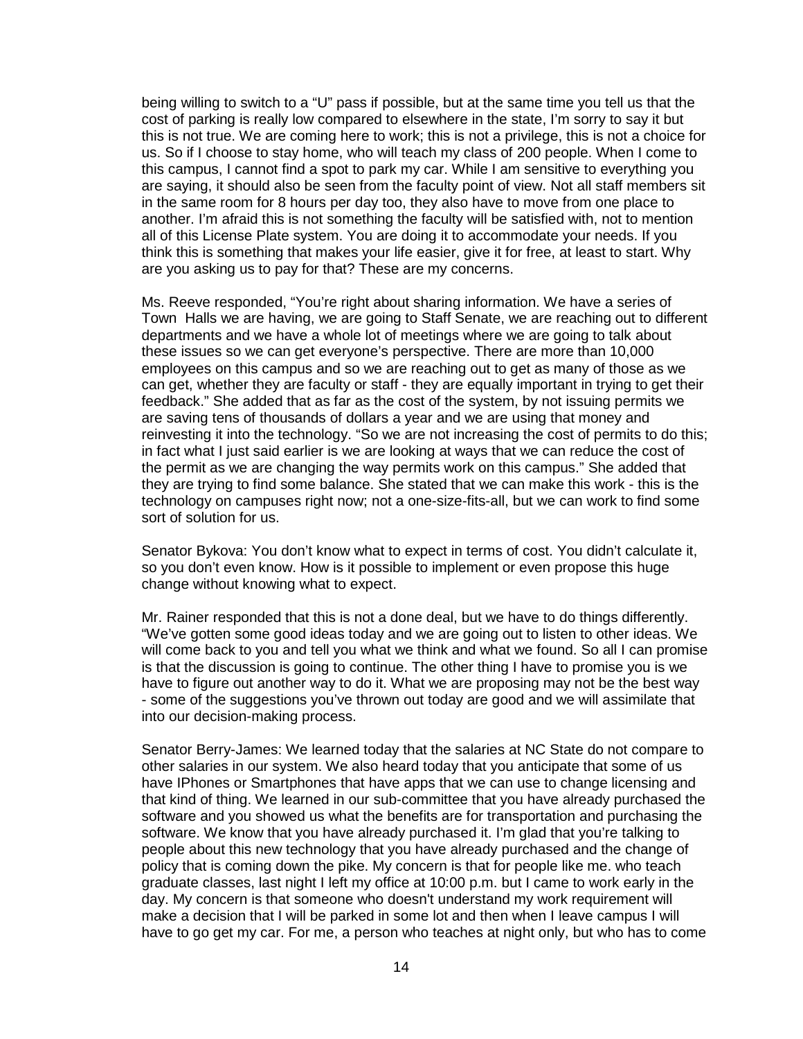being willing to switch to a "U" pass if possible, but at the same time you tell us that the cost of parking is really low compared to elsewhere in the state, I'm sorry to say it but this is not true. We are coming here to work; this is not a privilege, this is not a choice for us. So if I choose to stay home, who will teach my class of 200 people. When I come to this campus, I cannot find a spot to park my car. While I am sensitive to everything you are saying, it should also be seen from the faculty point of view. Not all staff members sit in the same room for 8 hours per day too, they also have to move from one place to another. I'm afraid this is not something the faculty will be satisfied with, not to mention all of this License Plate system. You are doing it to accommodate your needs. If you think this is something that makes your life easier, give it for free, at least to start. Why are you asking us to pay for that? These are my concerns.

Ms. Reeve responded, "You're right about sharing information. We have a series of Town Halls we are having, we are going to Staff Senate, we are reaching out to different departments and we have a whole lot of meetings where we are going to talk about these issues so we can get everyone's perspective. There are more than 10,000 employees on this campus and so we are reaching out to get as many of those as we can get, whether they are faculty or staff - they are equally important in trying to get their feedback." She added that as far as the cost of the system, by not issuing permits we are saving tens of thousands of dollars a year and we are using that money and reinvesting it into the technology. "So we are not increasing the cost of permits to do this; in fact what I just said earlier is we are looking at ways that we can reduce the cost of the permit as we are changing the way permits work on this campus." She added that they are trying to find some balance. She stated that we can make this work - this is the technology on campuses right now; not a one-size-fits-all, but we can work to find some sort of solution for us.

Senator Bykova: You don't know what to expect in terms of cost. You didn't calculate it, so you don't even know. How is it possible to implement or even propose this huge change without knowing what to expect.

Mr. Rainer responded that this is not a done deal, but we have to do things differently. "We've gotten some good ideas today and we are going out to listen to other ideas. We will come back to you and tell you what we think and what we found. So all I can promise is that the discussion is going to continue. The other thing I have to promise you is we have to figure out another way to do it. What we are proposing may not be the best way - some of the suggestions you've thrown out today are good and we will assimilate that into our decision-making process.

Senator Berry-James: We learned today that the salaries at NC State do not compare to other salaries in our system. We also heard today that you anticipate that some of us have IPhones or Smartphones that have apps that we can use to change licensing and that kind of thing. We learned in our sub-committee that you have already purchased the software and you showed us what the benefits are for transportation and purchasing the software. We know that you have already purchased it. I'm glad that you're talking to people about this new technology that you have already purchased and the change of policy that is coming down the pike. My concern is that for people like me. who teach graduate classes, last night I left my office at 10:00 p.m. but I came to work early in the day. My concern is that someone who doesn't understand my work requirement will make a decision that I will be parked in some lot and then when I leave campus I will have to go get my car. For me, a person who teaches at night only, but who has to come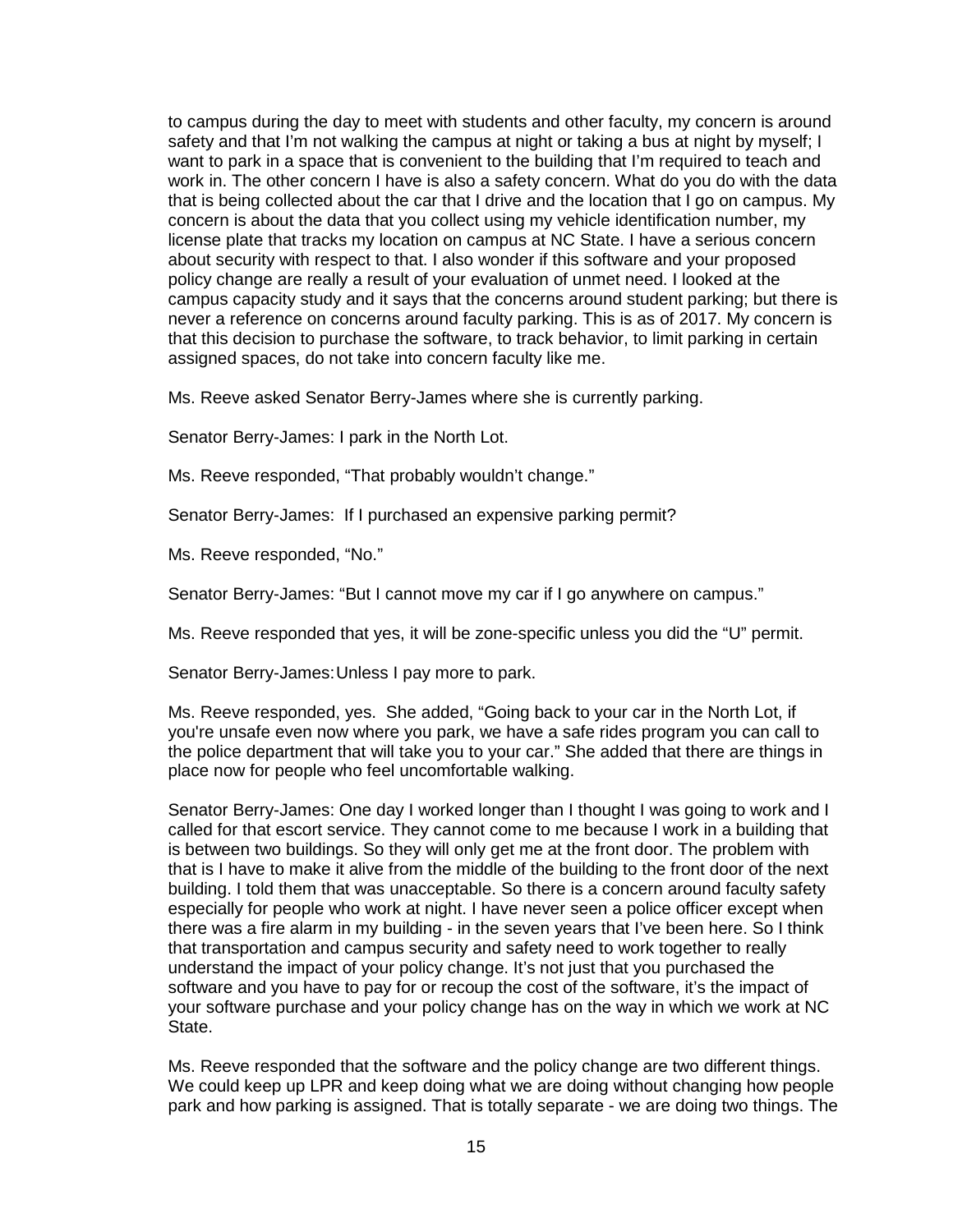to campus during the day to meet with students and other faculty, my concern is around safety and that I'm not walking the campus at night or taking a bus at night by myself; I want to park in a space that is convenient to the building that I'm required to teach and work in. The other concern I have is also a safety concern. What do you do with the data that is being collected about the car that I drive and the location that I go on campus. My concern is about the data that you collect using my vehicle identification number, my license plate that tracks my location on campus at NC State. I have a serious concern about security with respect to that. I also wonder if this software and your proposed policy change are really a result of your evaluation of unmet need. I looked at the campus capacity study and it says that the concerns around student parking; but there is never a reference on concerns around faculty parking. This is as of 2017. My concern is that this decision to purchase the software, to track behavior, to limit parking in certain assigned spaces, do not take into concern faculty like me.

Ms. Reeve asked Senator Berry-James where she is currently parking.

Senator Berry-James: I park in the North Lot.

Ms. Reeve responded, "That probably wouldn't change."

Senator Berry-James: If I purchased an expensive parking permit?

Ms. Reeve responded, "No."

Senator Berry-James: "But I cannot move my car if I go anywhere on campus."

Ms. Reeve responded that yes, it will be zone-specific unless you did the "U" permit.

Senator Berry-James: Unless I pay more to park.

Ms. Reeve responded, yes. She added, "Going back to your car in the North Lot, if you're unsafe even now where you park, we have a safe rides program you can call to the police department that will take you to your car." She added that there are things in place now for people who feel uncomfortable walking.

Senator Berry-James: One day I worked longer than I thought I was going to work and I called for that escort service. They cannot come to me because I work in a building that is between two buildings. So they will only get me at the front door. The problem with that is I have to make it alive from the middle of the building to the front door of the next building. I told them that was unacceptable. So there is a concern around faculty safety especially for people who work at night. I have never seen a police officer except when there was a fire alarm in my building - in the seven years that I've been here. So I think that transportation and campus security and safety need to work together to really understand the impact of your policy change. It's not just that you purchased the software and you have to pay for or recoup the cost of the software, it's the impact of your software purchase and your policy change has on the way in which we work at NC State.

Ms. Reeve responded that the software and the policy change are two different things. We could keep up LPR and keep doing what we are doing without changing how people park and how parking is assigned. That is totally separate - we are doing two things. The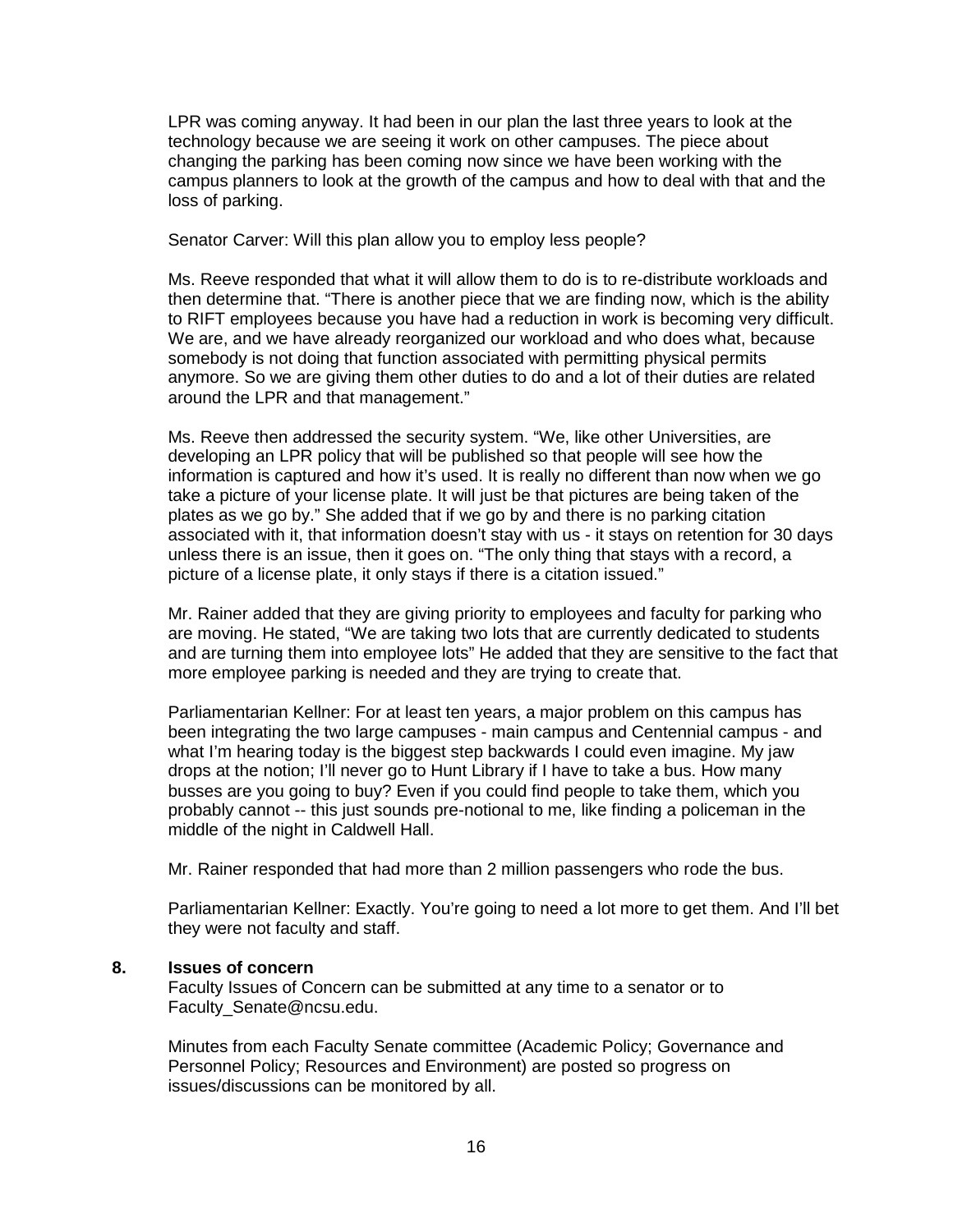LPR was coming anyway. It had been in our plan the last three years to look at the technology because we are seeing it work on other campuses. The piece about changing the parking has been coming now since we have been working with the campus planners to look at the growth of the campus and how to deal with that and the loss of parking.

Senator Carver: Will this plan allow you to employ less people?

Ms. Reeve responded that what it will allow them to do is to re-distribute workloads and then determine that. "There is another piece that we are finding now, which is the ability to RIFT employees because you have had a reduction in work is becoming very difficult. We are, and we have already reorganized our workload and who does what, because somebody is not doing that function associated with permitting physical permits anymore. So we are giving them other duties to do and a lot of their duties are related around the LPR and that management."

Ms. Reeve then addressed the security system. "We, like other Universities, are developing an LPR policy that will be published so that people will see how the information is captured and how it's used. It is really no different than now when we go take a picture of your license plate. It will just be that pictures are being taken of the plates as we go by." She added that if we go by and there is no parking citation associated with it, that information doesn't stay with us - it stays on retention for 30 days unless there is an issue, then it goes on. "The only thing that stays with a record, a picture of a license plate, it only stays if there is a citation issued."

Mr. Rainer added that they are giving priority to employees and faculty for parking who are moving. He stated, "We are taking two lots that are currently dedicated to students and are turning them into employee lots" He added that they are sensitive to the fact that more employee parking is needed and they are trying to create that.

Parliamentarian Kellner: For at least ten years, a major problem on this campus has been integrating the two large campuses - main campus and Centennial campus - and what I'm hearing today is the biggest step backwards I could even imagine. My jaw drops at the notion; I'll never go to Hunt Library if I have to take a bus. How many busses are you going to buy? Even if you could find people to take them, which you probably cannot -- this just sounds pre-notional to me, like finding a policeman in the middle of the night in Caldwell Hall.

Mr. Rainer responded that had more than 2 million passengers who rode the bus.

Parliamentarian Kellner: Exactly. You're going to need a lot more to get them. And I'll bet they were not faculty and staff.

## 8. Issues of concern

Faculty Issues of Concern can be submitted at any time to a senator or to Faculty_Senate@ncsu.edu.

Minutes from each Faculty Senate committee (Academic Policy; Governance and Personnel Policy; Resources and Environment) are posted so progress on issues/discussions can be monitored by all.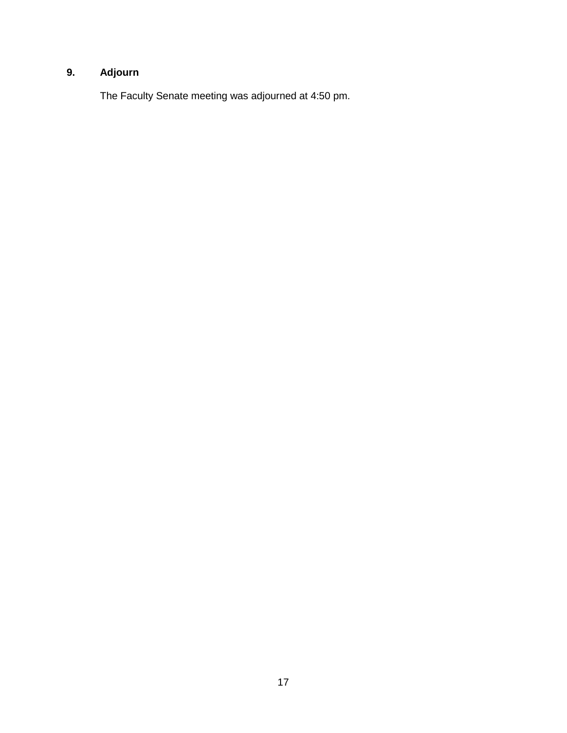## 9. Adjourn

The Faculty Senate meeting was adjourned at 4:50 pm.